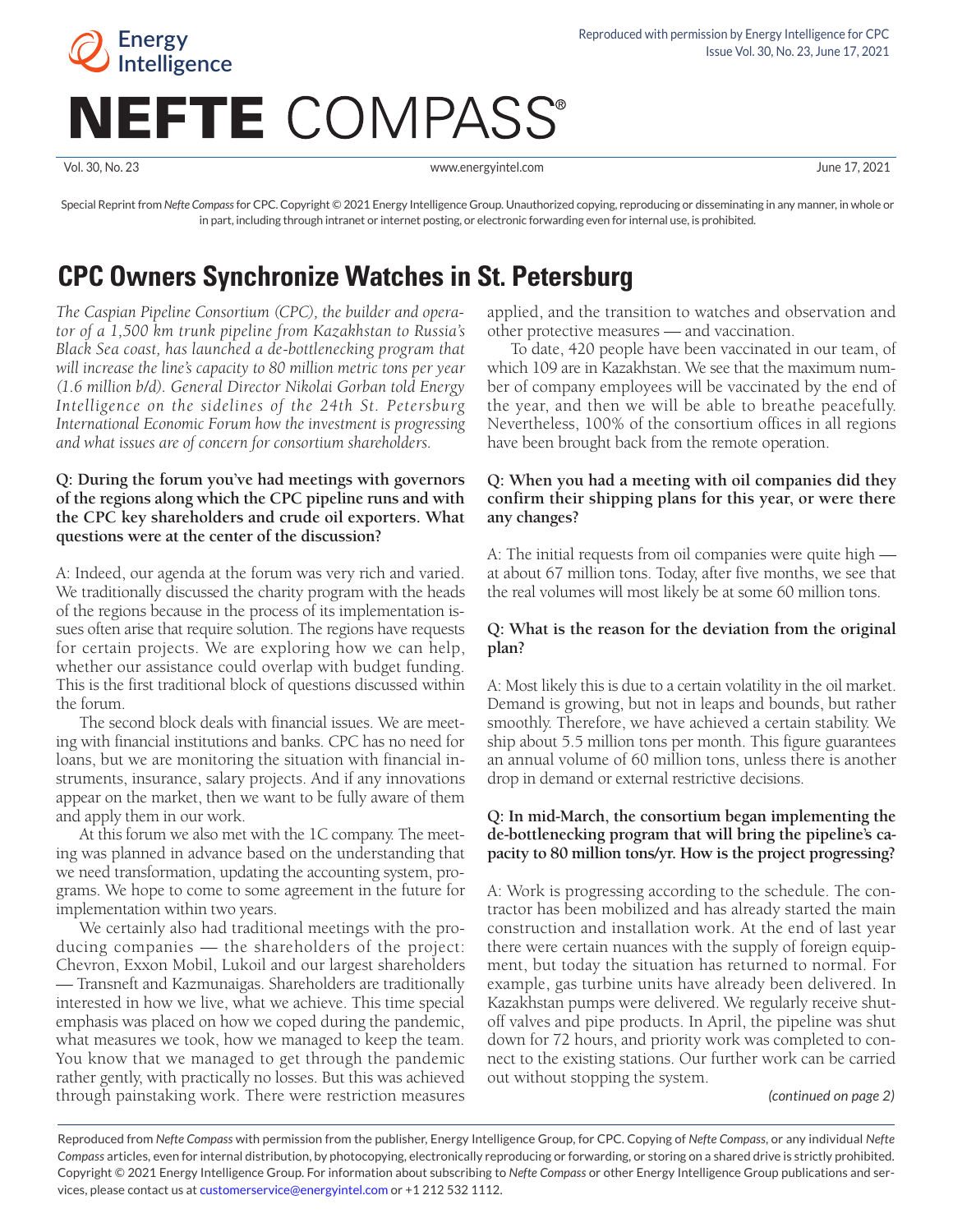# NEFTE COMPASS®

Special Reprint from *Nefte Compass* for CPC. Copyright © 2021 Energy Intelligence Group. Unauthorized copying, reproducing or disseminating in any manner, in whole or in part, including through intranet or internet posting, or electronic forwarding even for internal use, is prohibited.

## CPC Owners Synchronize Watches in St. Petersburg

*The Caspian Pipeline Consortium (CPC), the builder and operator of a 1,500 km trunk pipeline from Kazakhstan to Russia's Black Sea coast, has launched a de-bottlenecking program that will increase the line's capacity to 80 million metric tons per year (1.6 million b/d). General Director Nikolai Gorban told Energy Intelligence on the sidelines of the 24th St. Petersburg International Economic Forum how the investment is progressing and what issues are of concern for consortium shareholders.*

**Q: During the forum you've had meetings with governors of the regions along which the CPC pipeline runs and with the CPC key shareholders and crude oil exporters. What questions were at the center of the discussion?**

A: Indeed, our agenda at the forum was very rich and varied. We traditionally discussed the charity program with the heads of the regions because in the process of its implementation issues often arise that require solution. The regions have requests for certain projects. We are exploring how we can help, whether our assistance could overlap with budget funding. This is the first traditional block of questions discussed within the forum.

The second block deals with financial issues. We are meeting with financial institutions and banks. CPC has no need for loans, but we are monitoring the situation with financial instruments, insurance, salary projects. And if any innovations appear on the market, then we want to be fully aware of them and apply them in our work.

At this forum we also met with the 1C company. The meeting was planned in advance based on the understanding that we need transformation, updating the accounting system, programs. We hope to come to some agreement in the future for implementation within two years.

We certainly also had traditional meetings with the producing companies — the shareholders of the project: Chevron, Exxon Mobil, Lukoil and our largest shareholders — Transneft and Kazmunaigas. Shareholders are traditionally interested in how we live, what we achieve. This time special emphasis was placed on how we coped during the pandemic, what measures we took, how we managed to keep the team. You know that we managed to get through the pandemic rather gently, with practically no losses. But this was achieved through painstaking work. There were restriction measures applied, and the transition to watches and observation and other protective measures — and vaccination.

To date, 420 people have been vaccinated in our team, of which 109 are in Kazakhstan. We see that the maximum number of company employees will be vaccinated by the end of the year, and then we will be able to breathe peacefully. Nevertheless, 100% of the consortium offices in all regions have been brought back from the remote operation.

**Q: When you had a meeting with oil companies did they confirm their shipping plans for this year, or were there any changes?**

A: The initial requests from oil companies were quite high — at about 67 million tons. Today, after five months, we see that the real volumes will most likely be at some 60 million tons.

**Q: What is the reason for the deviation from the original plan?**

A: Most likely this is due to a certain volatility in the oil market. Demand is growing, but not in leaps and bounds, but rather smoothly. Therefore, we have achieved a certain stability. We ship about 5.5 million tons per month. This figure guarantees an annual volume of 60 million tons, unless there is another drop in demand or external restrictive decisions.

**Q: In mid-March, the consortium began implementing the de-bottlenecking program that will bring the pipeline's capacity to 80 million tons/yr. How is the project progressing?**

A: Work is progressing according to the schedule. The contractor has been mobilized and has already started the main construction and installation work. At the end of last year there were certain nuances with the supply of foreign equipment, but today the situation has returned to normal. For example, gas turbine units have already been delivered. In Kazakhstan pumps were delivered. We regularly receive shutoff valves and pipe products. In April, the pipeline was shut down for 72 hours, and priority work was completed to connect to the existing stations. Our further work can be carried out without stopping the system.

*(continued on page 2)*

Reproduced from *Nefte Compass* with permission from the publisher, Energy Intelligence Group, for CPC. Copying of *Nefte Compass*, or any individual *Nefte Compass* articles, even for internal distribution, by photocopying, electronically reproducing or forwarding, or storing on a shared drive is strictly prohibited. Copyright © 2021 Energy Intelligence Group. For information about subscribing to *Nefte Compass* or other Energy Intelligence Group publications and services, please contact us at customerservice@energyintel.com or +1 212 532 1112.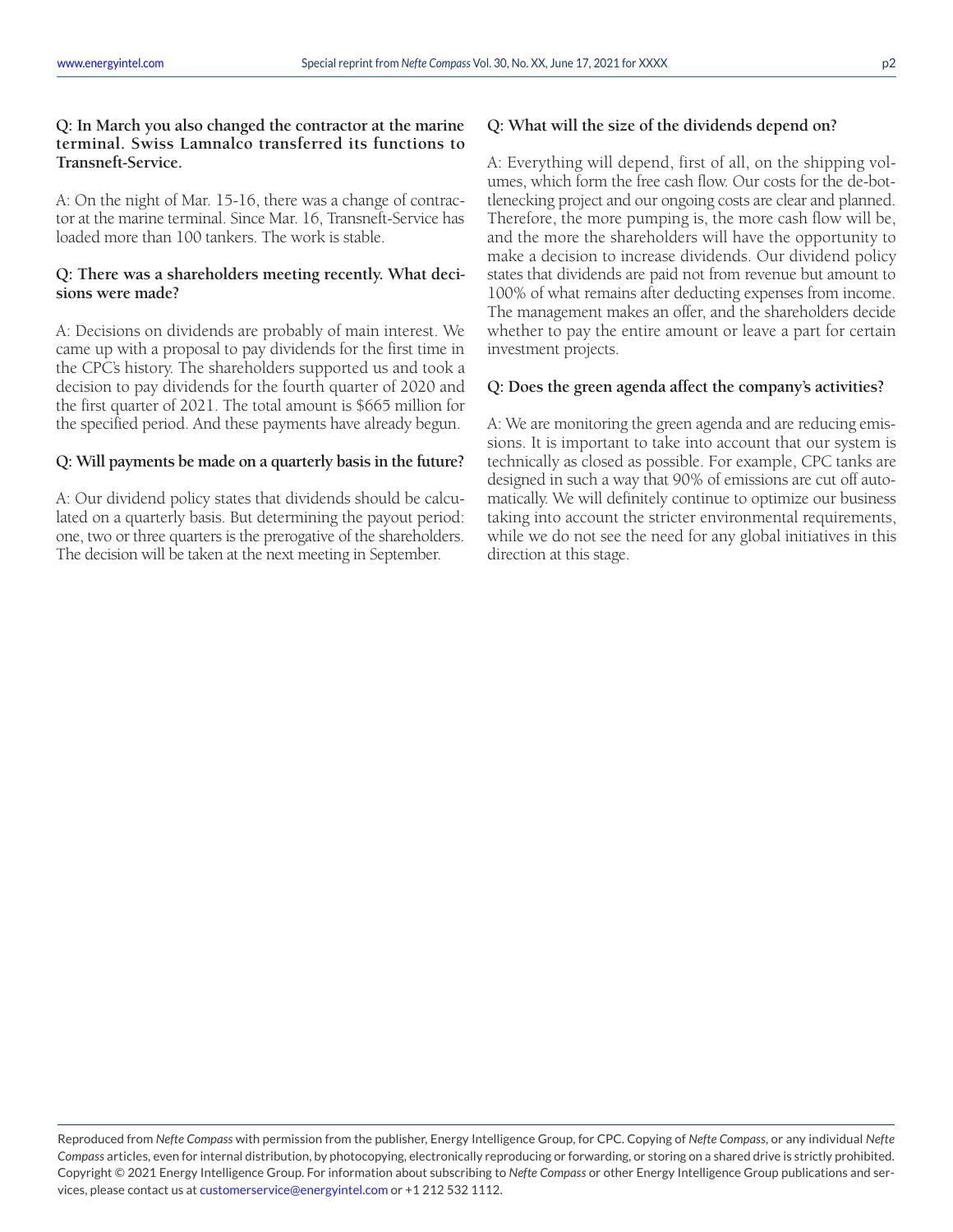**Q: In March you also changed the contractor at the marine terminal. Swiss Lamnalco transferred its functions to Transneft-Service.**

A: On the night of Mar. 15-16, there was a change of contractor at the marine terminal. Since Mar. 16, Transneft-Service has loaded more than 100 tankers. The work is stable.

**Q: There was a shareholders meeting recently. What decisions were made?**

A: Decisions on dividends are probably of main interest. We came up with a proposal to pay dividends for the first time in the CPC's history. The shareholders supported us and took a decision to pay dividends for the fourth quarter of 2020 and the first quarter of 2021. The total amount is $665 million for the specified period. And these payments have already begun.

**Q: Will payments be made on a quarterly basis in the future?**

A: Our dividend policy states that dividends should be calculated on a quarterly basis. But determining the payout period: one, two or three quarters is the prerogative of the shareholders. The decision will be taken at the next meeting in September.

**Q: What will the size of the dividends depend on?**

A: Everything will depend, first of all, on the shipping volumes, which form the free cash flow. Our costs for the de-bottlenecking project and our ongoing costs are clear and planned. Therefore, the more pumping is, the more cash flow will be, and the more the shareholders will have the opportunity to make a decision to increase dividends. Our dividend policy states that dividends are paid not from revenue but amount to 100% of what remains after deducting expenses from income. The management makes an offer, and the shareholders decide whether to pay the entire amount or leave a part for certain investment projects.

**Q: Does the green agenda affect the company's activities?**

A: We are monitoring the green agenda and are reducing emissions. It is important to take into account that our system is technically as closed as possible. For example, CPC tanks are designed in such a way that 90% of emissions are cut off automatically. We will definitely continue to optimize our business taking into account the stricter environmental requirements, while we do not see the need for any global initiatives in this direction at this stage.

Reproduced from *Nefte Compass* with permission from the publisher, Energy Intelligence Group, for CPC. Copying of *Nefte Compass*, or any individual *Nefte Compass* articles, even for internal distribution, by photocopying, electronically reproducing or forwarding, or storing on a shared drive is strictly prohibited. Copyright © 2021 Energy Intelligence Group. For information about subscribing to *Nefte Compass* or other Energy Intelligence Group publications and services, please contact us at customerservice@energyintel.com or +1 212 532 1112.